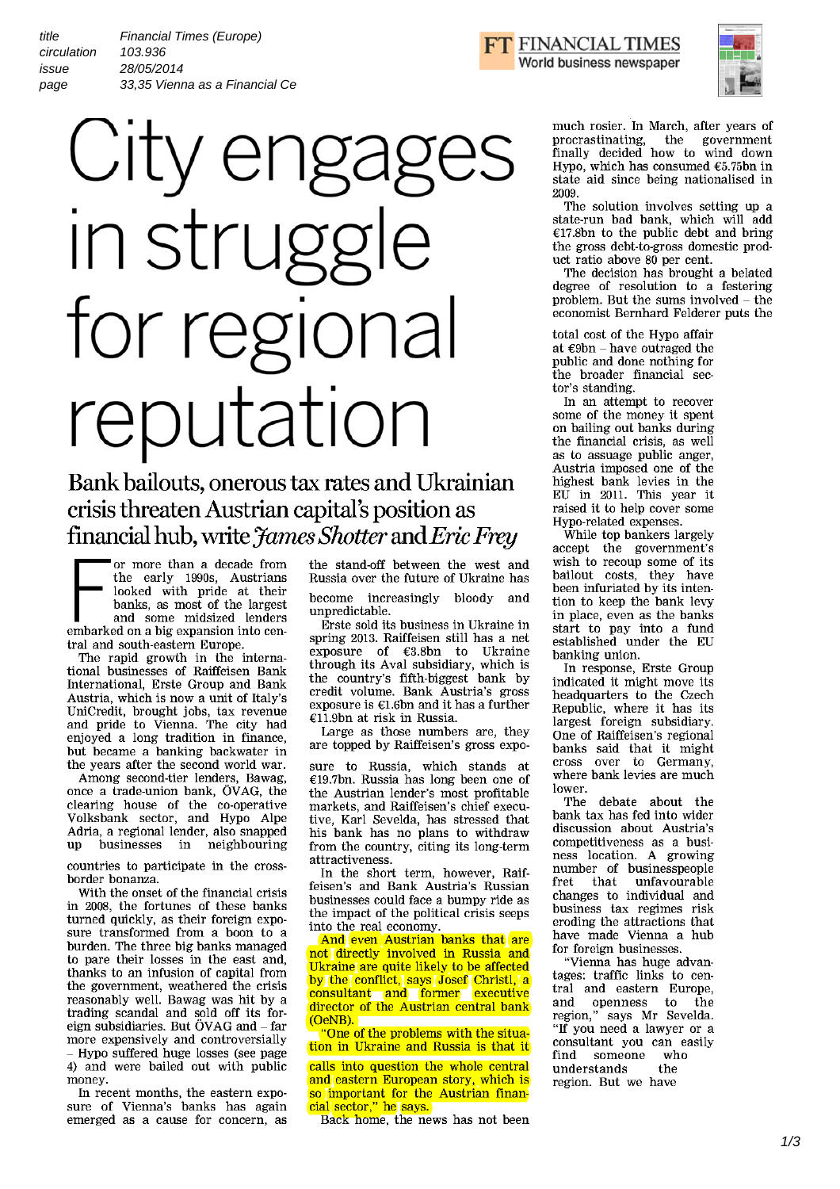title Financial Times (Europe)
circulation 103.936
issue 28/05/2014
page 33,35 Vienna as a Financial Ce

# City engages in struggle for regional reputation

## Bank bailouts, onerous tax rates and Ukrainian crisis threaten Austrian capital's position as financial hub, write *James Shotter* and *Eric Frey*

For more than a decade from the early 1990s, Austrians looked with pride at their banks, as most of the largest and some midsized lenders embarked on a big expansion into central and south-eastern Europe.

The rapid growth in the international businesses of Raiffeisen Bank International, Erste Group and Bank Austria, which is now a unit of Italy's UniCredit, brought jobs, tax revenue and pride to Vienna. The city had enjoyed a long tradition in finance, but became a banking backwater in the years after the second world war.

Among second-tier lenders, Bawag, once a trade-union bank, ÖVAG, the clearing house of the co-operative Volksbank sector, and Hypo Alpe Adria, a regional lender, also snapped up businesses in neighbouring countries to participate in the cross-border bonanza.

With the onset of the financial crisis in 2008, the fortunes of these banks turned quickly, as their foreign exposure transformed from a boon to a burden. The three big banks managed to pare their losses in the east and, thanks to an infusion of capital from the government, weathered the crisis reasonably well. Bawag was hit by a trading scandal and sold off its foreign subsidiaries. But ÖVAG and – far more expensively and controversially – Hypo suffered huge losses (see page 4) and were bailed out with public money.

In recent months, the eastern exposure of Vienna's banks has again emerged as a cause for concern, as the stand-off between the west and Russia over the future of Ukraine has become increasingly bloody and unpredictable.

Erste sold its business in Ukraine in spring 2013. Raiffeisen still has a net exposure of €3.8bn to Ukraine through its Aval subsidiary, which is the country's fifth-biggest bank by credit volume. Bank Austria's gross exposure is €1.6bn and it has a further €11.9bn at risk in Russia.

Large as those numbers are, they are topped by Raiffeisen's gross exposure to Russia, which stands at €19.7bn. Russia has long been one of the Austrian lender's most profitable markets, and Raiffeisen's chief executive, Karl Sevelda, has stressed that his bank has no plans to withdraw from the country, citing its long-term attractiveness.

In the short term, however, Raiffeisen's and Bank Austria's Russian businesses could face a bumpy ride as the impact of the political crisis seeps into the real economy.

And even Austrian banks that are not directly involved in Russia and Ukraine are quite likely to be affected by the conflict, says Josef Christl, a consultant and former executive director of the Austrian central bank (OeNB).

"One of the problems with the situation in Ukraine and Russia is that it calls into question the whole central and eastern European story, which is so important for the Austrian financial sector," he says.

Back home, the news has not been much rosier. In March, after years of procrastinating, the government finally decided how to wind down Hypo, which has consumed €5.75bn in state aid since being nationalised in 2009.

The solution involves setting up a state-run bad bank, which will add €17.8bn to the public debt and bring the gross debt-to-gross domestic product ratio above 80 per cent.

The decision has brought a belated degree of resolution to a festering problem. But the sums involved – the economist Bernhard Felderer puts the total cost of the Hypo affair at €9bn – have outraged the public and done nothing for the broader financial sector's standing.

In an attempt to recover some of the money it spent on bailing out banks during the financial crisis, as well as to assuage public anger, Austria imposed one of the highest bank levies in the EU in 2011. This year it raised it to help cover some Hypo-related expenses.

While top bankers largely accept the government's wish to recoup some of its bailout costs, they have been infuriated by its intention to keep the bank levy in place, even as the banks start to pay into a fund established under the EU banking union.

In response, Erste Group indicated it might move its headquarters to the Czech Republic, where it has its largest foreign subsidiary. One of Raiffeisen's regional banks said that it might cross over to Germany, where bank levies are much lower.

The debate about the bank tax has fed into wider discussion about Austria's competitiveness as a business location. A growing number of businesspeople fret that unfavourable changes to individual and business tax regimes risk eroding the attractions that have made Vienna a hub for foreign businesses.

"Vienna has huge advantages: traffic links to central and eastern Europe, and openness to the region," says Mr Sevelda. "If you need a lawyer or a consultant you can easily find someone who understands the region. But we have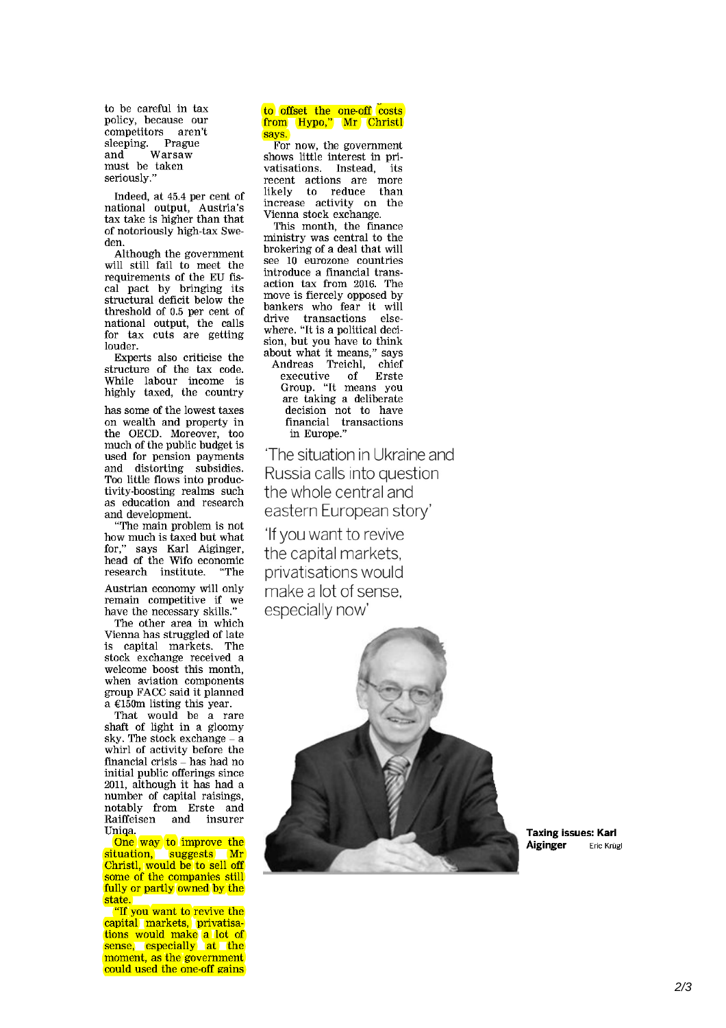to be careful in tax policy, because our competitors aren't sleeping. Prague and Warsaw must be taken seriously."

Indeed, at 45.4 per cent of national output, Austria's tax take is higher than that of notoriously high-tax Sweden.

Although the government will still fail to meet the requirements of the EU fiscal pact by bringing its structural deficit below the threshold of 0.5 per cent of national output, the calls for tax cuts are getting louder.

Experts also criticise the structure of the tax code. While labour income is highly taxed, the country has some of the lowest taxes on wealth and property in the OECD. Moreover, too much of the public budget is used for pension payments and distorting subsidies. Too little flows into productivity-boosting realms such as education and research and development.

"The main problem is not how much is taxed but what for," says Karl Aiginger, head of the Wifo economic research institute. "The Austrian economy will only remain competitive if we have the necessary skills."

The other area in which Vienna has struggled of late is capital markets. The stock exchange received a welcome boost this month, when aviation components group FACC said it planned a €150m listing this year.

That would be a rare shaft of light in a gloomy sky. The stock exchange – a whirl of activity before the financial crisis – has had no initial public offerings since 2011, although it has had a number of capital raisings, notably from Erste and Raiffeisen and insurer Uniqa.

One way to improve the situation, suggests Mr Christl, would be to sell off some of the companies still fully or partly owned by the state.

"If you want to revive the capital markets, privatisations would make a lot of sense, especially at the moment, as the government could used the one-off gains to offset the one-off costs from Hypo," Mr Christl says.

For now, the government shows little interest in privatisations. Instead, its recent actions are more likely to reduce than increase activity on the Vienna stock exchange.

This month, the finance ministry was central to the brokering of a deal that will see 10 eurozone countries introduce a financial transaction tax from 2016. The move is fiercely opposed by bankers who fear it will drive transactions elsewhere. "It is a political decision, but you have to think about what it means," says Andreas Treichl, chief executive of Erste Group. "It means you are taking a deliberate decision not to have financial transactions in Europe."

> 'The situation in Ukraine and Russia calls into question the whole central and eastern European story'

> 'If you want to revive the capital markets, privatisations would make a lot of sense, especially now'

**Taxing issues: Karl Aiginger** Eric Krügl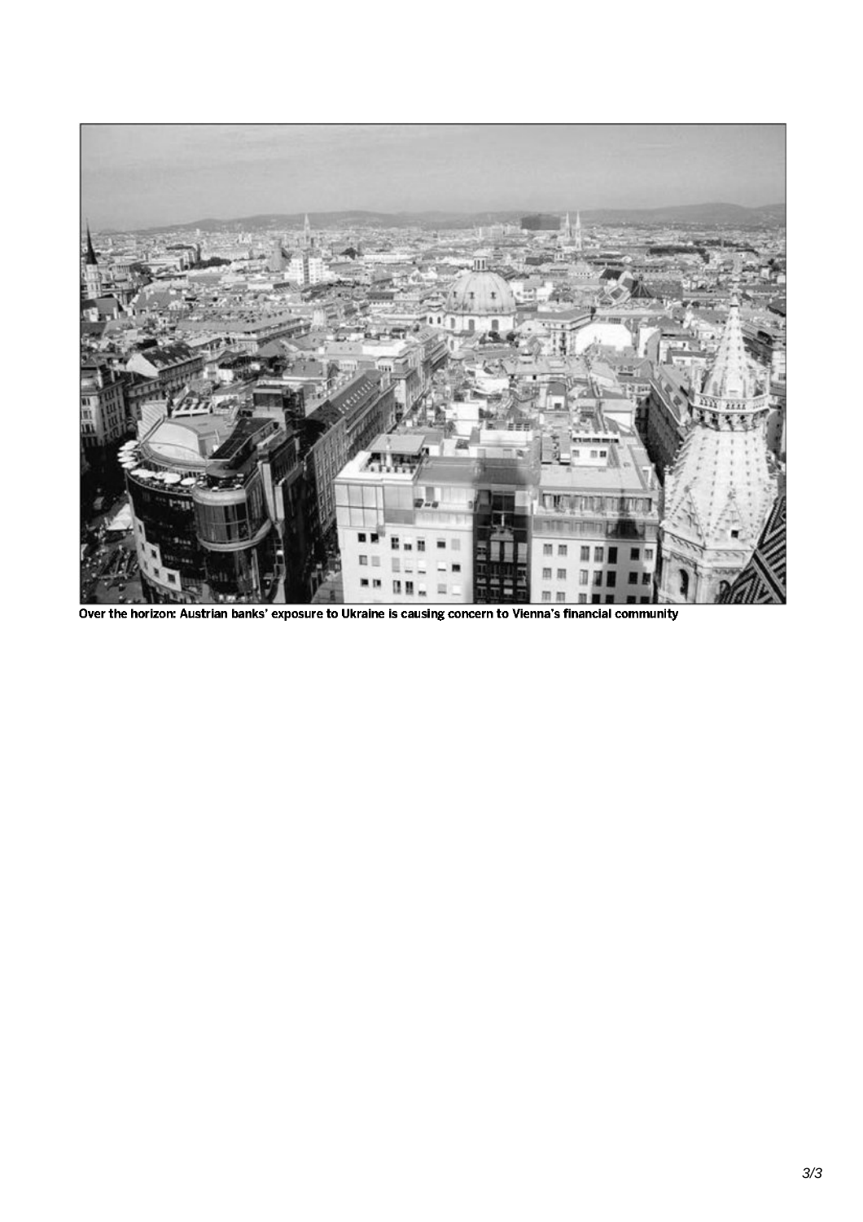Over the horizon: Austrian banks' exposure to Ukraine is causing concern to Vienna's financial community